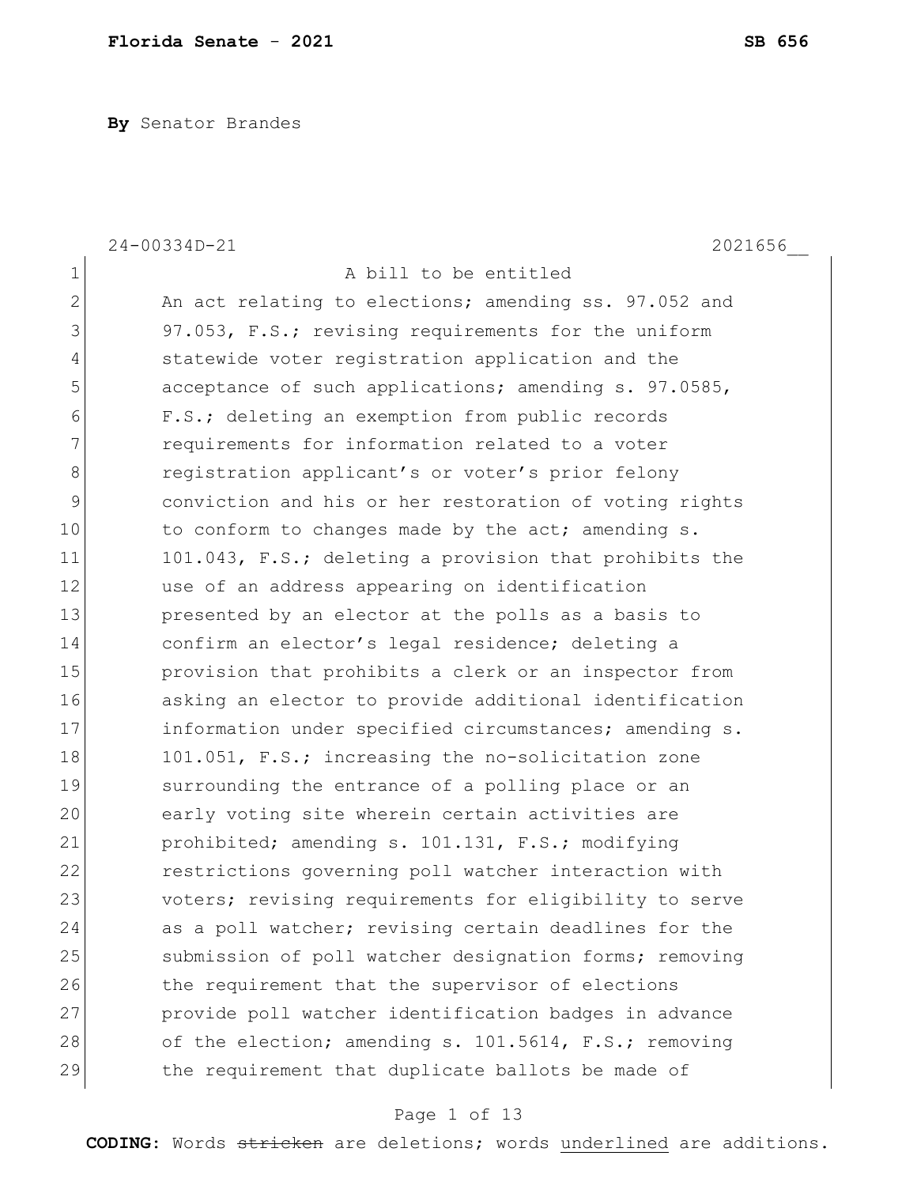**Florida Senate - 2021** **SB 656**

**By** Senator Brandes

24-00334D-21 2021656__

A bill to be entitled

An act relating to elections; amending ss. 97.052 and 97.053, F.S.; revising requirements for the uniform statewide voter registration application and the acceptance of such applications; amending s. 97.0585, F.S.; deleting an exemption from public records requirements for information related to a voter registration applicant's or voter's prior felony conviction and his or her restoration of voting rights to conform to changes made by the act; amending s. 101.043, F.S.; deleting a provision that prohibits the use of an address appearing on identification presented by an elector at the polls as a basis to confirm an elector's legal residence; deleting a provision that prohibits a clerk or an inspector from asking an elector to provide additional identification information under specified circumstances; amending s. 101.051, F.S.; increasing the no-solicitation zone surrounding the entrance of a polling place or an early voting site wherein certain activities are prohibited; amending s. 101.131, F.S.; modifying restrictions governing poll watcher interaction with voters; revising requirements for eligibility to serve as a poll watcher; revising certain deadlines for the submission of poll watcher designation forms; removing the requirement that the supervisor of elections provide poll watcher identification badges in advance of the election; amending s. 101.5614, F.S.; removing the requirement that duplicate ballots be made of

**CODING:** Words ~~stricken~~ are deletions; words underlined are additions.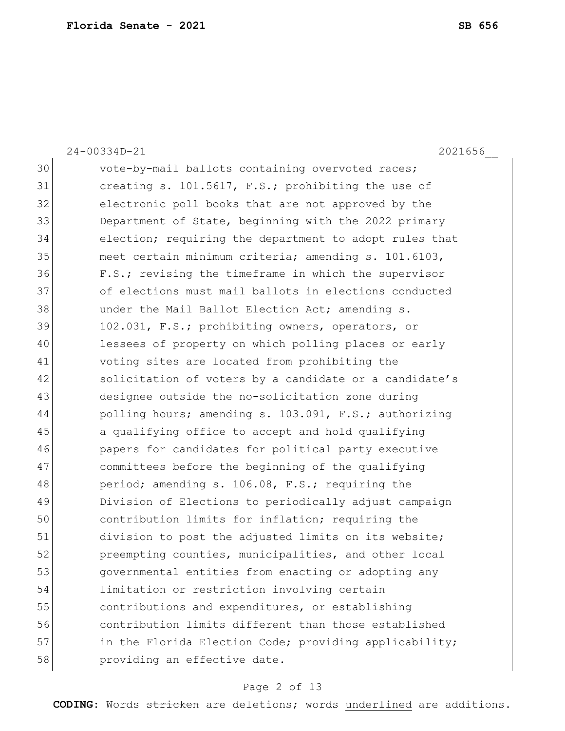24-00334D-21 2021656__

30 vote-by-mail ballots containing overvoted races;
31 creating s. 101.5617, F.S.; prohibiting the use of
32 electronic poll books that are not approved by the
33 Department of State, beginning with the 2022 primary
34 election; requiring the department to adopt rules that
35 meet certain minimum criteria; amending s. 101.6103,
36 F.S.; revising the timeframe in which the supervisor
37 of elections must mail ballots in elections conducted
38 under the Mail Ballot Election Act; amending s.
39 102.031, F.S.; prohibiting owners, operators, or
40 lessees of property on which polling places or early
41 voting sites are located from prohibiting the
42 solicitation of voters by a candidate or a candidate's
43 designee outside the no-solicitation zone during
44 polling hours; amending s. 103.091, F.S.; authorizing
45 a qualifying office to accept and hold qualifying
46 papers for candidates for political party executive
47 committees before the beginning of the qualifying
48 period; amending s. 106.08, F.S.; requiring the
49 Division of Elections to periodically adjust campaign
50 contribution limits for inflation; requiring the
51 division to post the adjusted limits on its website;
52 preempting counties, municipalities, and other local
53 governmental entities from enacting or adopting any
54 limitation or restriction involving certain
55 contributions and expenditures, or establishing
56 contribution limits different than those established
57 in the Florida Election Code; providing applicability;
58 providing an effective date.

**CODING:** Words ~~stricken~~ are deletions; words <u>underlined</u> are additions.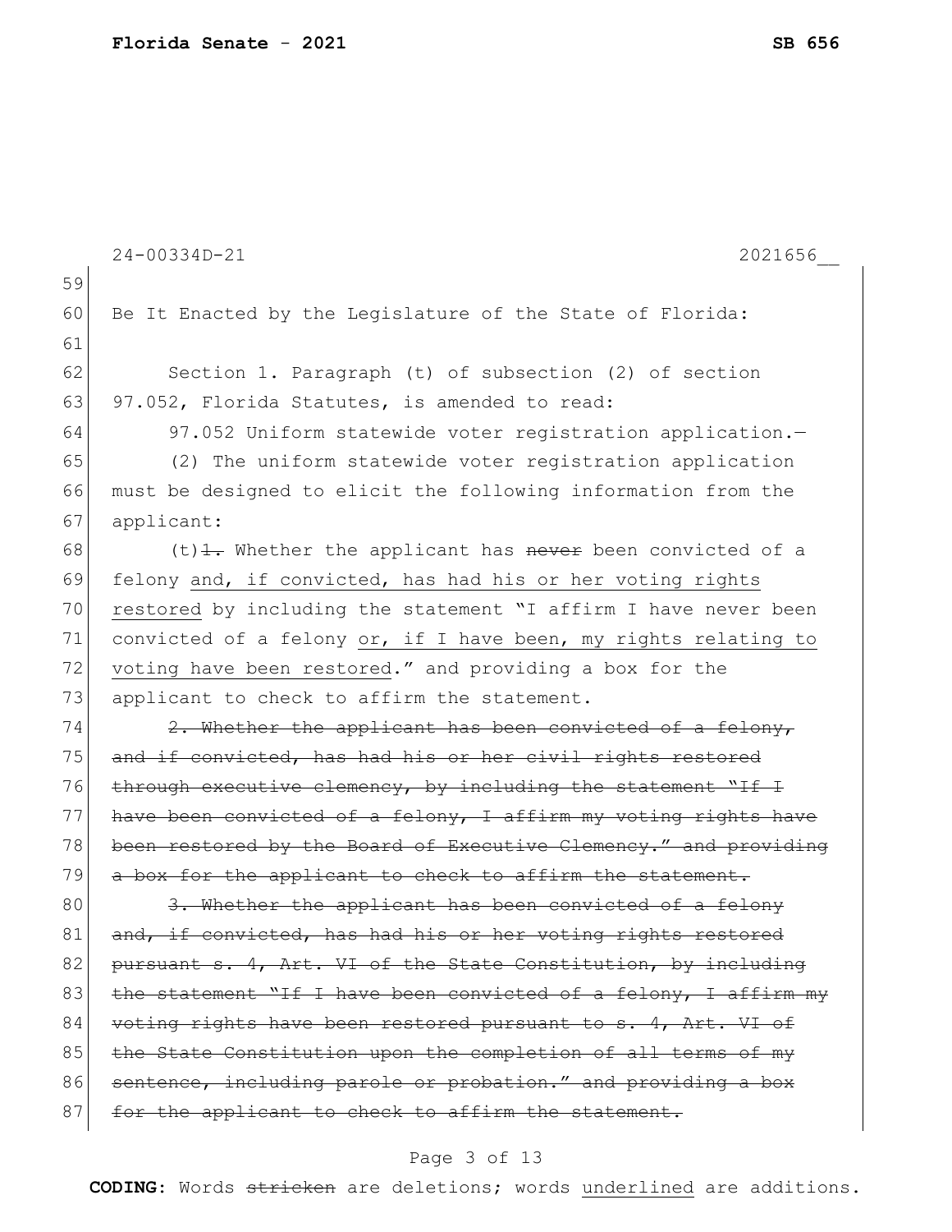Be It Enacted by the Legislature of the State of Florida:

Section 1. Paragraph (t) of subsection (2) of section 97.052, Florida Statutes, is amended to read:

97.052 Uniform statewide voter registration application.—

(2) The uniform statewide voter registration application must be designed to elicit the following information from the applicant:

(t)~~1.~~ Whether the applicant has ~~never~~ been convicted of a felony <u>and, if convicted, has had his or her voting rights restored</u> by including the statement "I affirm I have never been convicted of a felony <u>or, if I have been, my rights relating to voting have been restored</u>." and providing a box for the applicant to check to affirm the statement.

~~2. Whether the applicant has been convicted of a felony, and if convicted, has had his or her civil rights restored through executive clemency, by including the statement "If I have been convicted of a felony, I affirm my voting rights have been restored by the Board of Executive Clemency." and providing a box for the applicant to check to affirm the statement.~~

~~3. Whether the applicant has been convicted of a felony and, if convicted, has had his or her voting rights restored pursuant s. 4, Art. VI of the State Constitution, by including the statement "If I have been convicted of a felony, I affirm my voting rights have been restored pursuant to s. 4, Art. VI of the State Constitution upon the completion of all terms of my sentence, including parole or probation." and providing a box for the applicant to check to affirm the statement.~~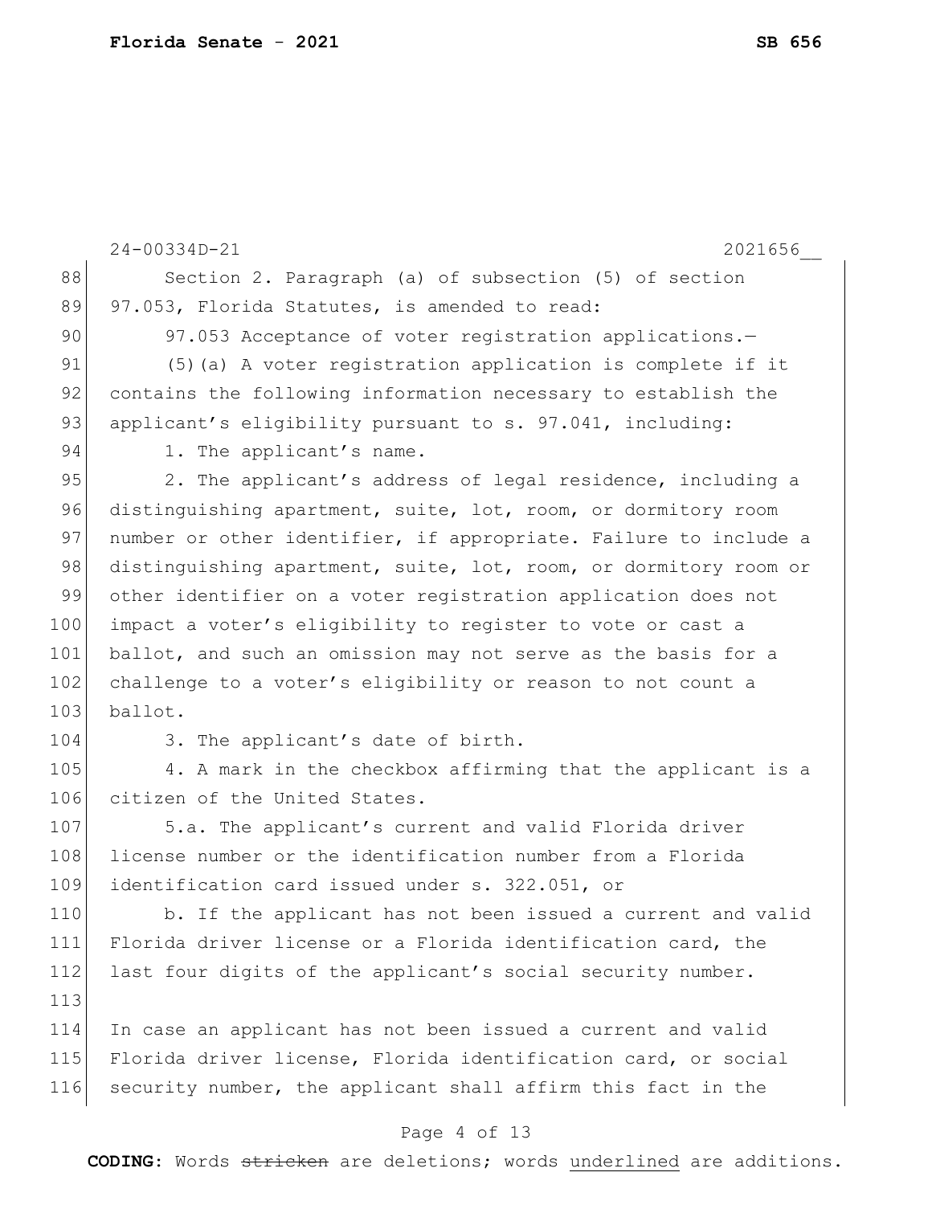Section 2. Paragraph (a) of subsection (5) of section 97.053, Florida Statutes, is amended to read:

97.053 Acceptance of voter registration applications.—

(5)(a) A voter registration application is complete if it contains the following information necessary to establish the applicant's eligibility pursuant to s. 97.041, including:

1. The applicant's name.

2. The applicant's address of legal residence, including a distinguishing apartment, suite, lot, room, or dormitory room number or other identifier, if appropriate. Failure to include a distinguishing apartment, suite, lot, room, or dormitory room or other identifier on a voter registration application does not impact a voter's eligibility to register to vote or cast a ballot, and such an omission may not serve as the basis for a challenge to a voter's eligibility or reason to not count a ballot.

3. The applicant's date of birth.

4. A mark in the checkbox affirming that the applicant is a citizen of the United States.

5.a. The applicant's current and valid Florida driver license number or the identification number from a Florida identification card issued under s. 322.051, or

b. If the applicant has not been issued a current and valid Florida driver license or a Florida identification card, the last four digits of the applicant's social security number.

In case an applicant has not been issued a current and valid Florida driver license, Florida identification card, or social security number, the applicant shall affirm this fact in the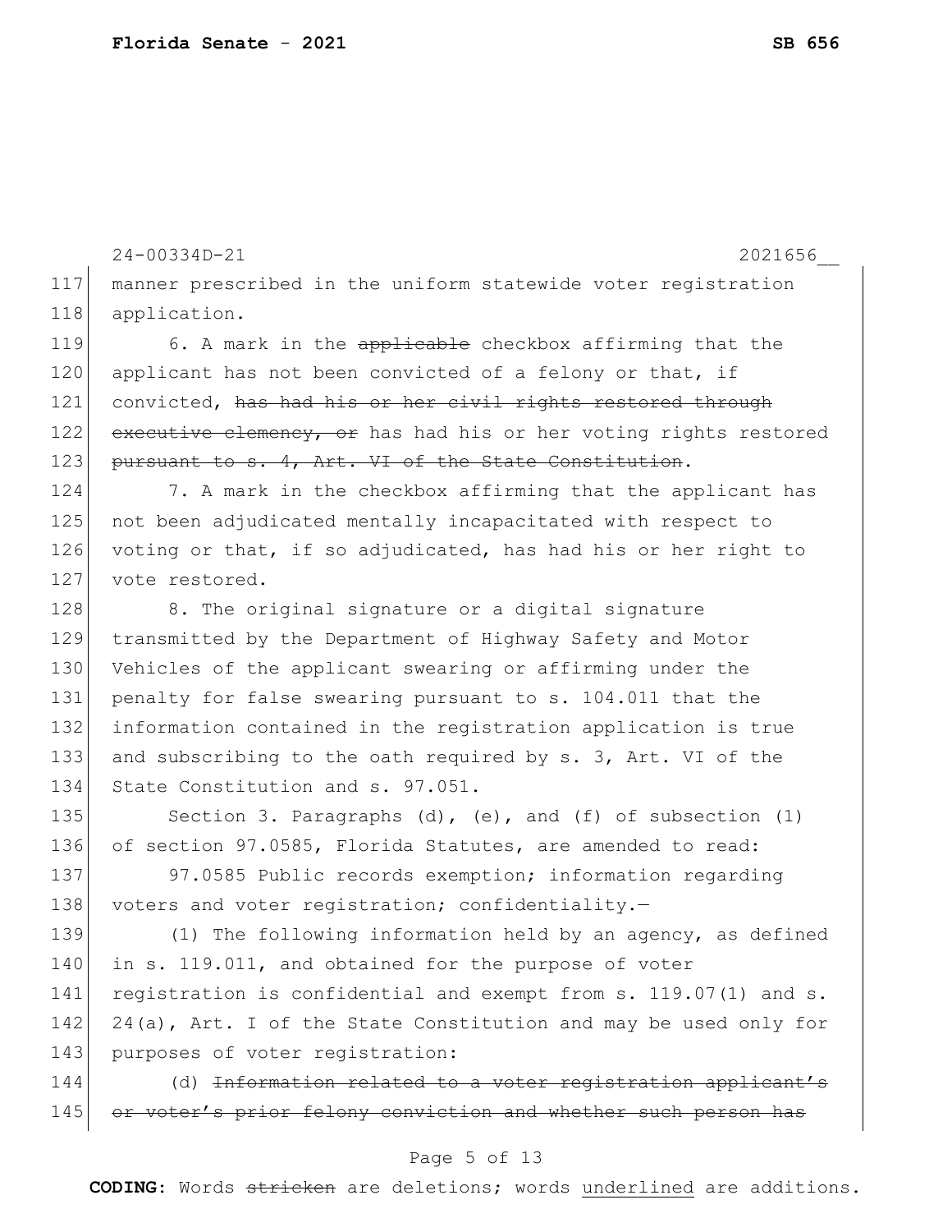manner prescribed in the uniform statewide voter registration application.

6. A mark in the ~~applicable~~ checkbox affirming that the applicant has not been convicted of a felony or that, if convicted, ~~has had his or her civil rights restored through executive clemency, or~~ has had his or her voting rights restored ~~pursuant to s. 4, Art. VI of the State Constitution~~.

7. A mark in the checkbox affirming that the applicant has not been adjudicated mentally incapacitated with respect to voting or that, if so adjudicated, has had his or her right to vote restored.

8. The original signature or a digital signature transmitted by the Department of Highway Safety and Motor Vehicles of the applicant swearing or affirming under the penalty for false swearing pursuant to s. 104.011 that the information contained in the registration application is true and subscribing to the oath required by s. 3, Art. VI of the State Constitution and s. 97.051.

Section 3. Paragraphs (d), (e), and (f) of subsection (1) of section 97.0585, Florida Statutes, are amended to read:

97.0585 Public records exemption; information regarding voters and voter registration; confidentiality.—

(1) The following information held by an agency, as defined in s. 119.011, and obtained for the purpose of voter registration is confidential and exempt from s. 119.07(1) and s. 24(a), Art. I of the State Constitution and may be used only for purposes of voter registration:

(d) ~~Information related to a voter registration applicant's or voter's prior felony conviction and whether such person has~~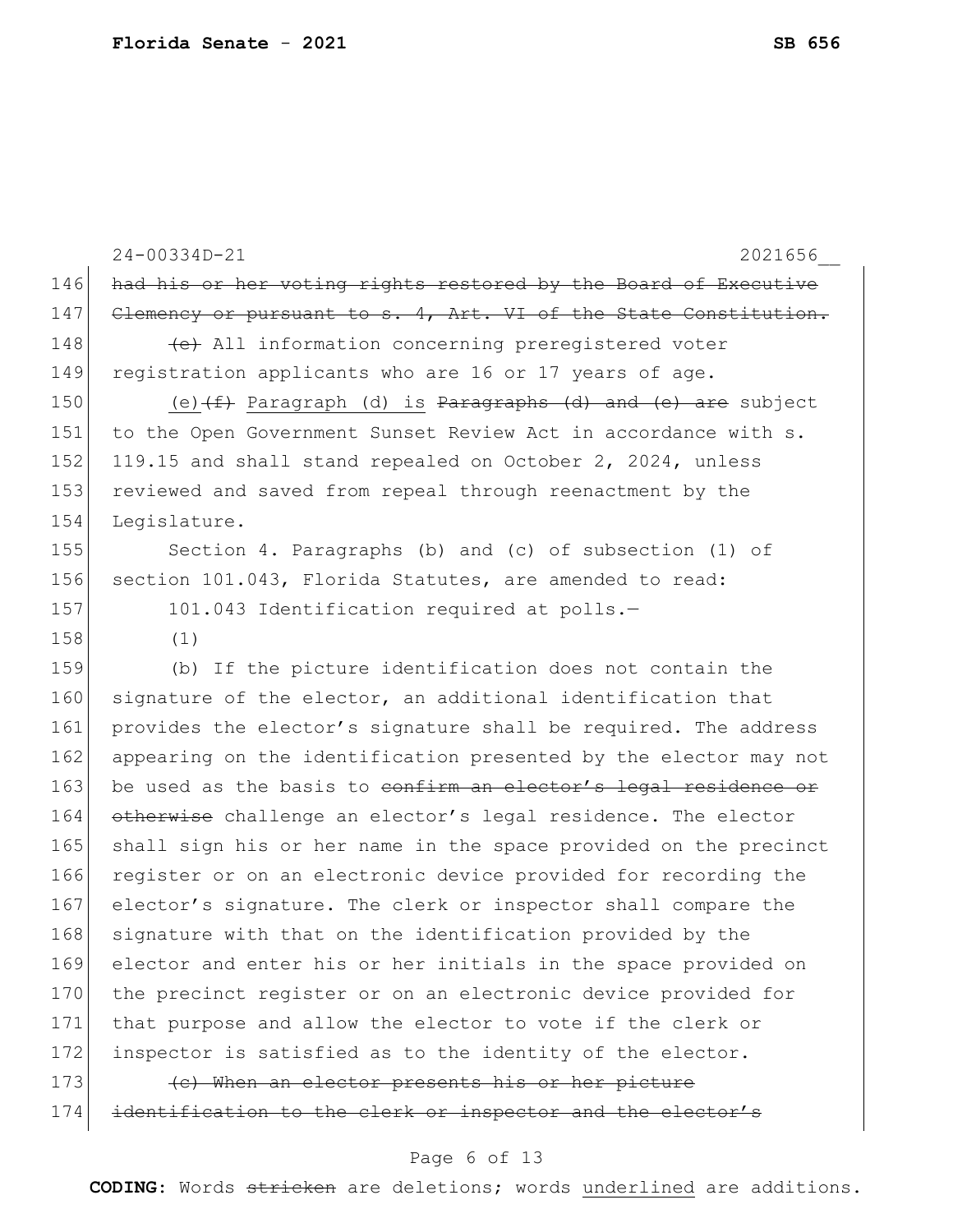~~had his or her voting rights restored by the Board of Executive Clemency or pursuant to s. 4, Art. VI of the State Constitution.~~

~~(e)~~ All information concerning preregistered voter registration applicants who are 16 or 17 years of age.

(e) ~~(f)~~ Paragraph (d) is ~~Paragraphs (d) and (e) are~~ subject to the Open Government Sunset Review Act in accordance with s. 119.15 and shall stand repealed on October 2, 2024, unless reviewed and saved from repeal through reenactment by the Legislature.

Section 4. Paragraphs (b) and (c) of subsection (1) of section 101.043, Florida Statutes, are amended to read:

101.043 Identification required at polls.—

(1)

(b) If the picture identification does not contain the signature of the elector, an additional identification that provides the elector's signature shall be required. The address appearing on the identification presented by the elector may not be used as the basis to ~~confirm an elector's legal residence or otherwise~~ challenge an elector's legal residence. The elector shall sign his or her name in the space provided on the precinct register or on an electronic device provided for recording the elector's signature. The clerk or inspector shall compare the signature with that on the identification provided by the elector and enter his or her initials in the space provided on the precinct register or on an electronic device provided for that purpose and allow the elector to vote if the clerk or inspector is satisfied as to the identity of the elector.

~~(c) When an elector presents his or her picture identification to the clerk or inspector and the elector's~~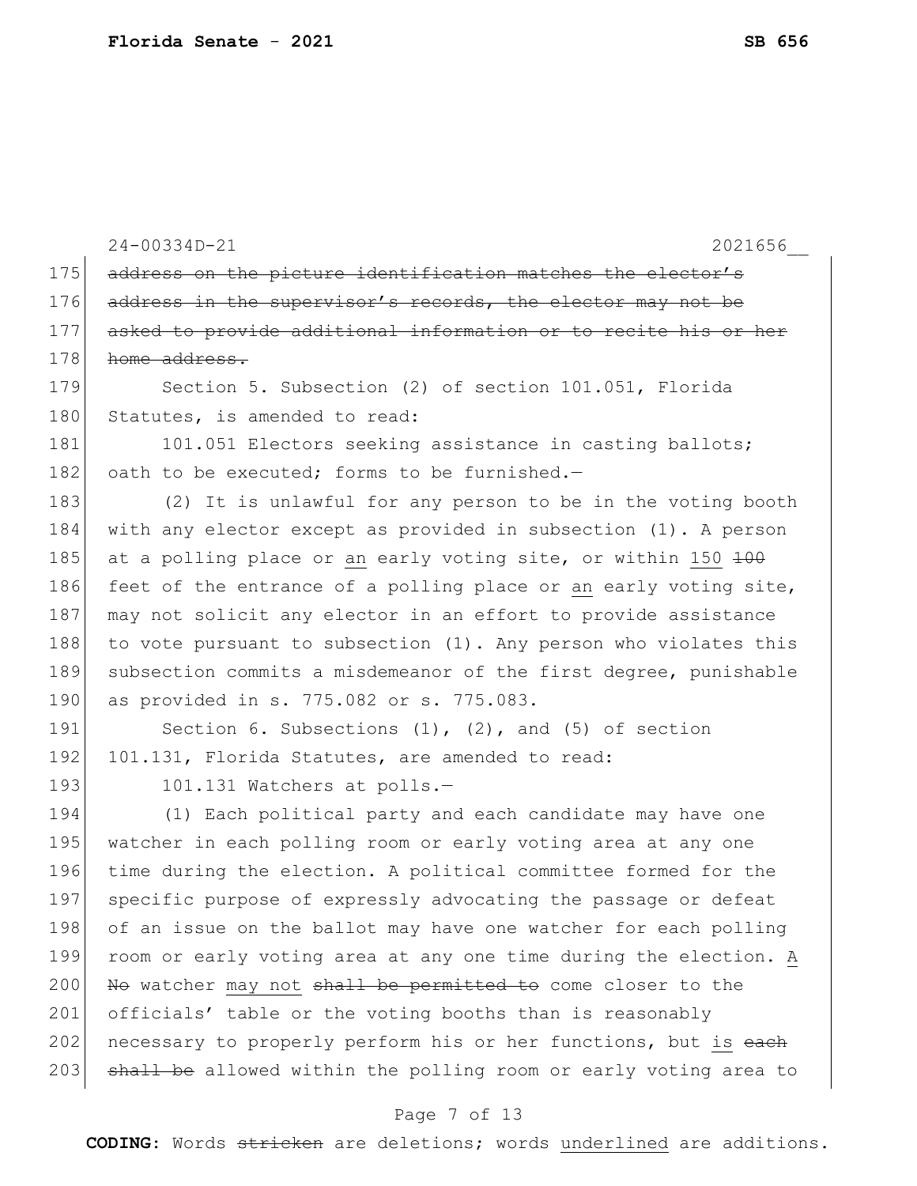24-00334D-21 2021656__

~~address on the picture identification matches the elector's address in the supervisor's records, the elector may not be asked to provide additional information or to recite his or her home address.~~

Section 5. Subsection (2) of section 101.051, Florida Statutes, is amended to read:

101.051 Electors seeking assistance in casting ballots; oath to be executed; forms to be furnished.—

(2) It is unlawful for any person to be in the voting booth with any elector except as provided in subsection (1). A person at a polling place or an early voting site, or within 150 ~~100~~ feet of the entrance of a polling place or an early voting site, may not solicit any elector in an effort to provide assistance to vote pursuant to subsection (1). Any person who violates this subsection commits a misdemeanor of the first degree, punishable as provided in s. 775.082 or s. 775.083.

Section 6. Subsections (1), (2), and (5) of section 101.131, Florida Statutes, are amended to read:

101.131 Watchers at polls.—

(1) Each political party and each candidate may have one watcher in each polling room or early voting area at any one time during the election. A political committee formed for the specific purpose of expressly advocating the passage or defeat of an issue on the ballot may have one watcher for each polling room or early voting area at any one time during the election. A ~~No~~ watcher may not ~~shall be permitted to~~ come closer to the officials' table or the voting booths than is reasonably necessary to properly perform his or her functions, but is ~~each shall be~~ allowed within the polling room or early voting area to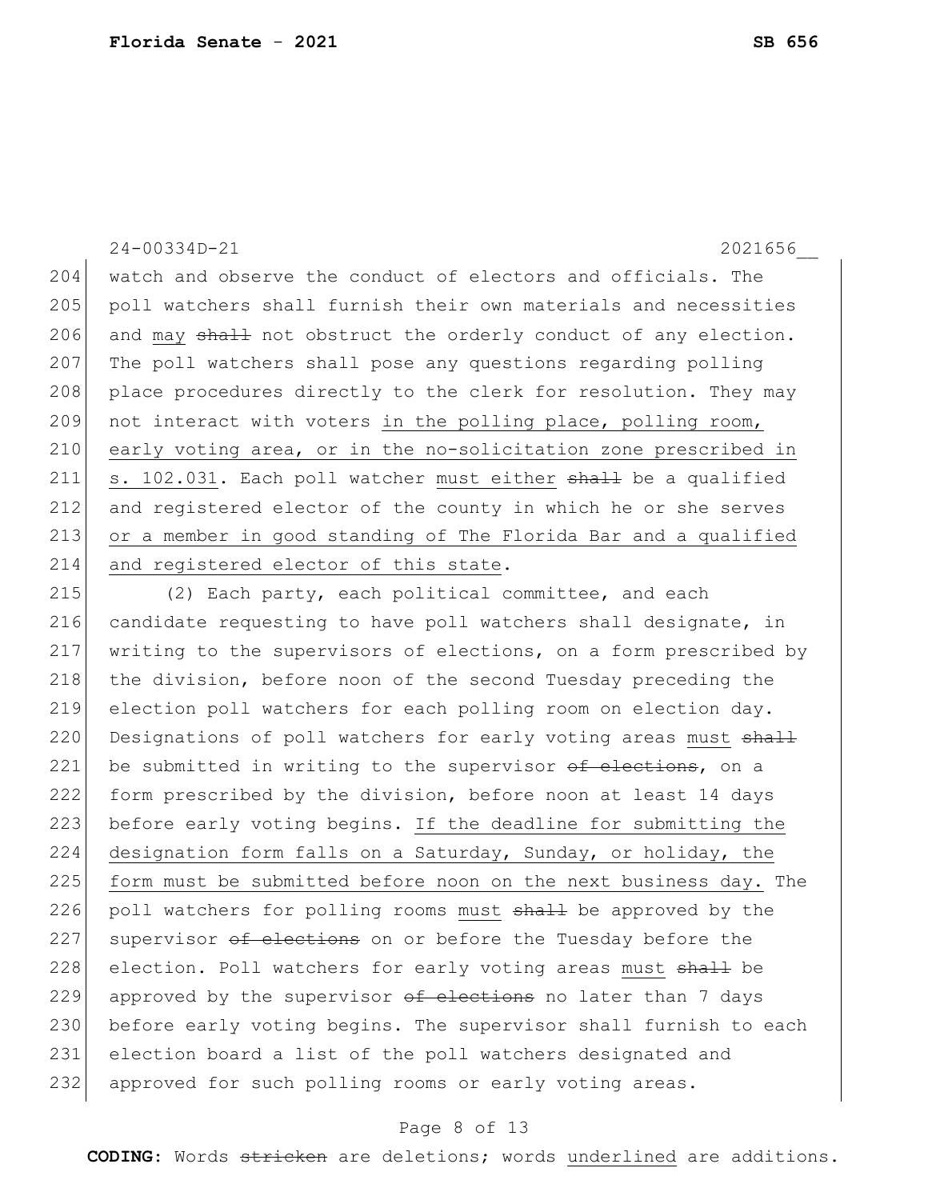watch and observe the conduct of electors and officials. The poll watchers shall furnish their own materials and necessities and may ~~shall~~ not obstruct the orderly conduct of any election. The poll watchers shall pose any questions regarding polling place procedures directly to the clerk for resolution. They may not interact with voters in the polling place, polling room, early voting area, or in the no-solicitation zone prescribed in s. 102.031. Each poll watcher must either ~~shall~~ be a qualified and registered elector of the county in which he or she serves or a member in good standing of The Florida Bar and a qualified and registered elector of this state.

(2) Each party, each political committee, and each candidate requesting to have poll watchers shall designate, in writing to the supervisors of elections, on a form prescribed by the division, before noon of the second Tuesday preceding the election poll watchers for each polling room on election day. Designations of poll watchers for early voting areas must ~~shall~~ be submitted in writing to the supervisor ~~of elections~~, on a form prescribed by the division, before noon at least 14 days before early voting begins. If the deadline for submitting the designation form falls on a Saturday, Sunday, or holiday, the form must be submitted before noon on the next business day. The poll watchers for polling rooms must ~~shall~~ be approved by the supervisor ~~of elections~~ on or before the Tuesday before the election. Poll watchers for early voting areas must ~~shall~~ be approved by the supervisor ~~of elections~~ no later than 7 days before early voting begins. The supervisor shall furnish to each election board a list of the poll watchers designated and approved for such polling rooms or early voting areas.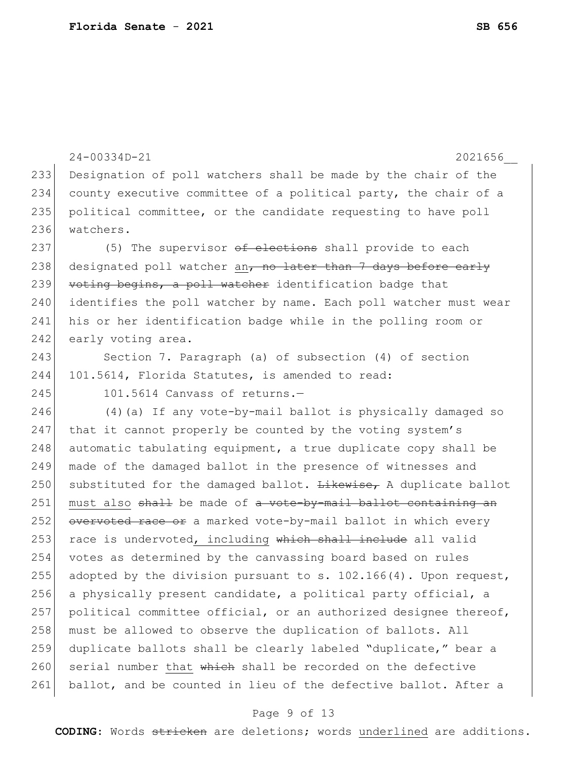Designation of poll watchers shall be made by the chair of the county executive committee of a political party, the chair of a political committee, or the candidate requesting to have poll watchers.

(5) The supervisor ~~of elections~~ shall provide to each designated poll watcher <u>an</u>~~, no later than 7 days before early voting begins, a poll watcher~~ identification badge that identifies the poll watcher by name. Each poll watcher must wear his or her identification badge while in the polling room or early voting area.

Section 7. Paragraph (a) of subsection (4) of section 101.5614, Florida Statutes, is amended to read:

101.5614 Canvass of returns.—

(4)(a) If any vote-by-mail ballot is physically damaged so that it cannot properly be counted by the voting system's automatic tabulating equipment, a true duplicate copy shall be made of the damaged ballot in the presence of witnesses and substituted for the damaged ballot. ~~Likewise,~~ A duplicate ballot <u>must also</u> ~~shall~~ be made of ~~a vote-by-mail ballot containing an overvoted race or~~ a marked vote-by-mail ballot in which every race is undervoted<u>, including</u> ~~which shall include~~ all valid votes as determined by the canvassing board based on rules adopted by the division pursuant to s. 102.166(4). Upon request, a physically present candidate, a political party official, a political committee official, or an authorized designee thereof, must be allowed to observe the duplication of ballots. All duplicate ballots shall be clearly labeled "duplicate," bear a serial number <u>that</u> ~~which~~ shall be recorded on the defective ballot, and be counted in lieu of the defective ballot. After a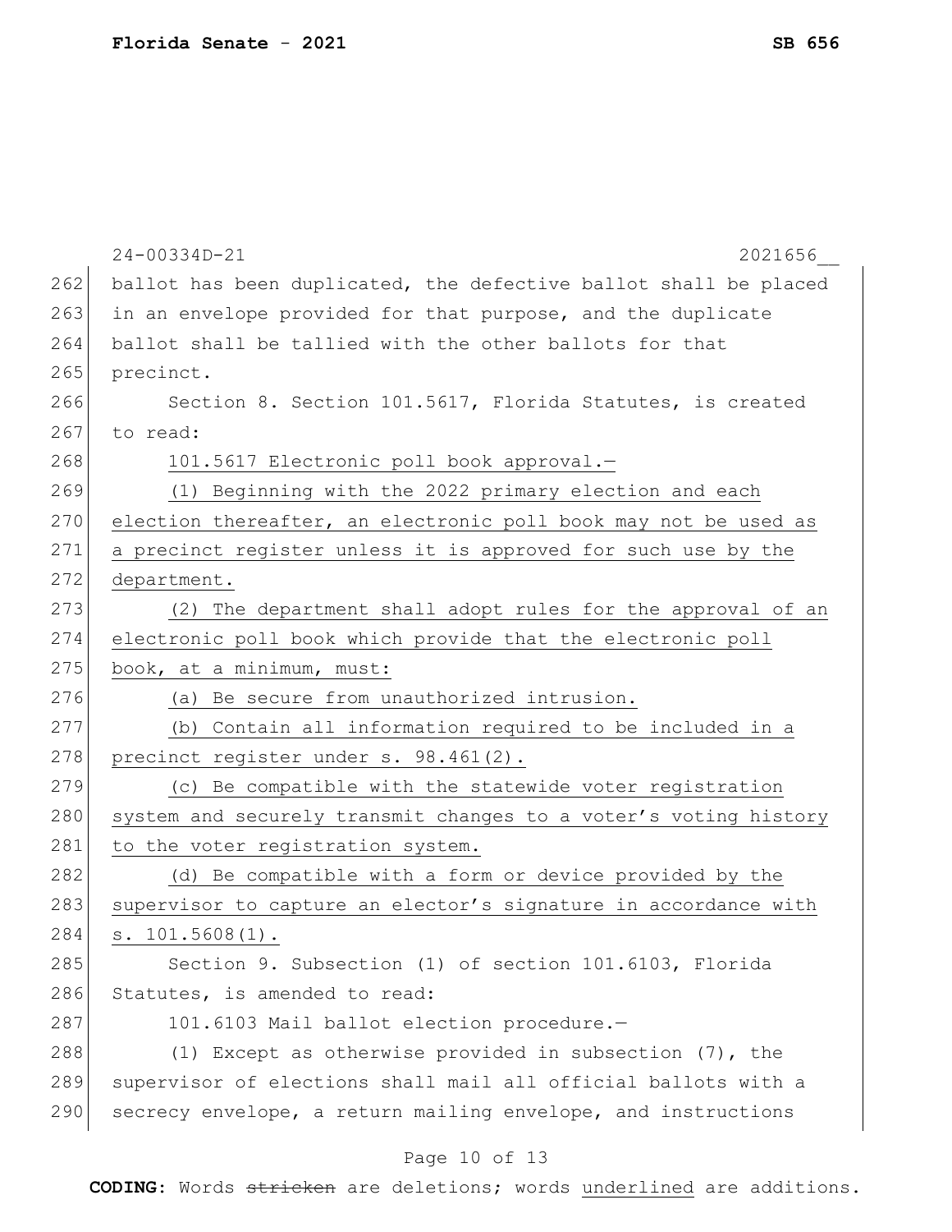ballot has been duplicated, the defective ballot shall be placed in an envelope provided for that purpose, and the duplicate ballot shall be tallied with the other ballots for that precinct.

Section 8. Section 101.5617, Florida Statutes, is created to read:

<u>101.5617 Electronic poll book approval.—</u>

<u>(1) Beginning with the 2022 primary election and each election thereafter, an electronic poll book may not be used as a precinct register unless it is approved for such use by the department.</u>

<u>(2) The department shall adopt rules for the approval of an electronic poll book which provide that the electronic poll book, at a minimum, must:</u>

<u>(a) Be secure from unauthorized intrusion.</u>

<u>(b) Contain all information required to be included in a precinct register under s. 98.461(2).</u>

<u>(c) Be compatible with the statewide voter registration system and securely transmit changes to a voter's voting history to the voter registration system.</u>

<u>(d) Be compatible with a form or device provided by the supervisor to capture an elector's signature in accordance with s. 101.5608(1).</u>

Section 9. Subsection (1) of section 101.6103, Florida Statutes, is amended to read:

101.6103 Mail ballot election procedure.—

(1) Except as otherwise provided in subsection (7), the supervisor of elections shall mail all official ballots with a secrecy envelope, a return mailing envelope, and instructions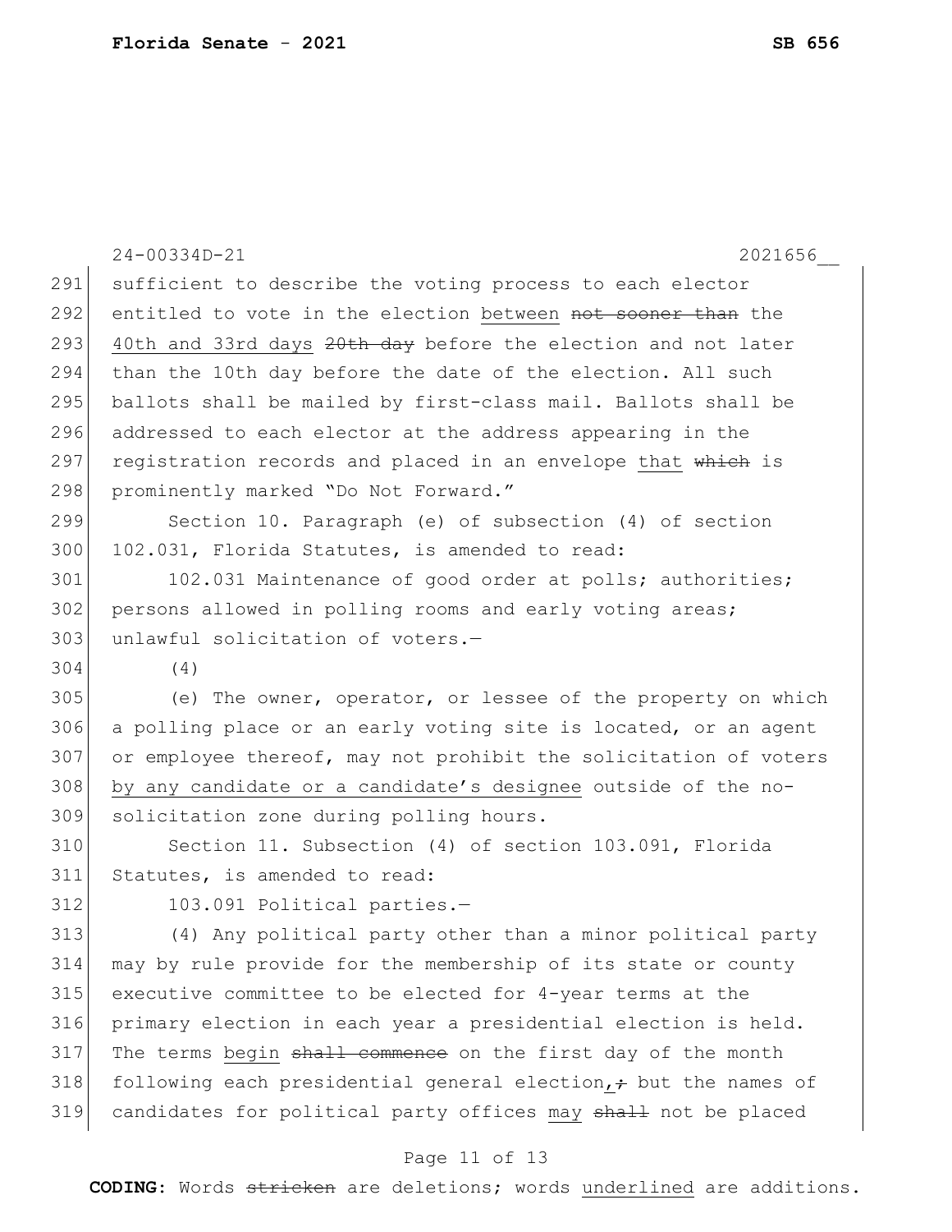sufficient to describe the voting process to each elector entitled to vote in the election <u>between</u> ~~not sooner than~~ the <u>40th and 33rd days</u> ~~20th day~~ before the election and not later than the 10th day before the date of the election. All such ballots shall be mailed by first-class mail. Ballots shall be addressed to each elector at the address appearing in the registration records and placed in an envelope <u>that</u> ~~which~~ is prominently marked "Do Not Forward."

Section 10. Paragraph (e) of subsection (4) of section 102.031, Florida Statutes, is amended to read:

102.031 Maintenance of good order at polls; authorities; persons allowed in polling rooms and early voting areas; unlawful solicitation of voters.—

(4)

(e) The owner, operator, or lessee of the property on which a polling place or an early voting site is located, or an agent or employee thereof, may not prohibit the solicitation of voters <u>by any candidate or a candidate's designee</u> outside of the no-solicitation zone during polling hours.

Section 11. Subsection (4) of section 103.091, Florida Statutes, is amended to read:

103.091 Political parties.—

(4) Any political party other than a minor political party may by rule provide for the membership of its state or county executive committee to be elected for 4-year terms at the primary election in each year a presidential election is held. The terms <u>begin</u> ~~shall commence~~ on the first day of the month following each presidential general election<u>,</u>~~;~~ but the names of candidates for political party offices <u>may</u> ~~shall~~ not be placed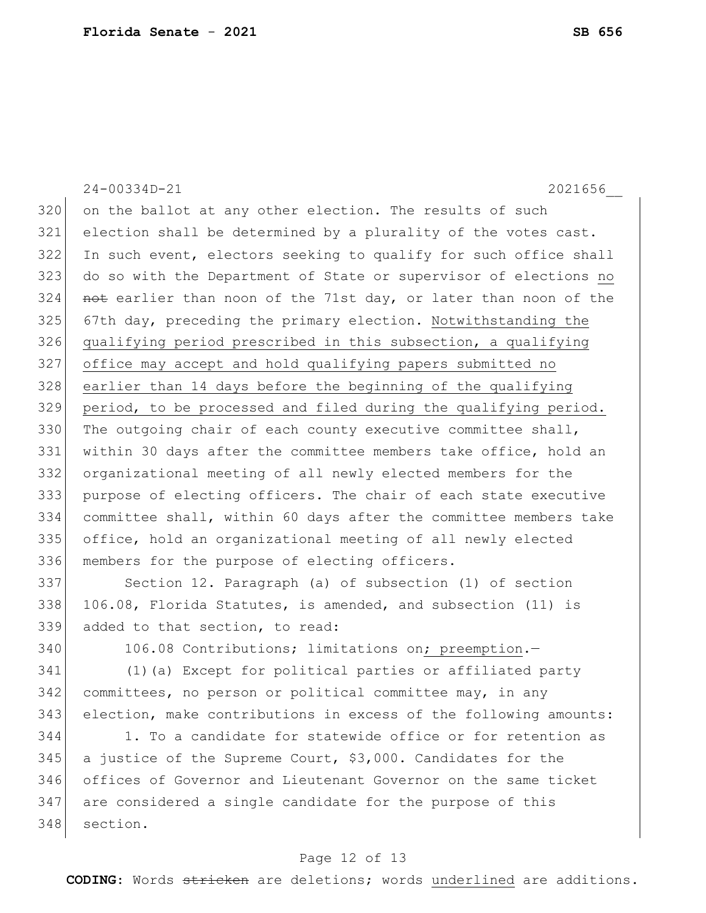on the ballot at any other election. The results of such election shall be determined by a plurality of the votes cast. In such event, electors seeking to qualify for such office shall do so with the Department of State or supervisor of elections <u>no</u> ~~not~~ earlier than noon of the 71st day, or later than noon of the 67th day, preceding the primary election. <u>Notwithstanding the qualifying period prescribed in this subsection, a qualifying office may accept and hold qualifying papers submitted no earlier than 14 days before the beginning of the qualifying period, to be processed and filed during the qualifying period.</u> The outgoing chair of each county executive committee shall, within 30 days after the committee members take office, hold an organizational meeting of all newly elected members for the purpose of electing officers. The chair of each state executive committee shall, within 60 days after the committee members take office, hold an organizational meeting of all newly elected members for the purpose of electing officers.

Section 12. Paragraph (a) of subsection (1) of section 106.08, Florida Statutes, is amended, and subsection (11) is added to that section, to read:

106.08 Contributions; limitations on<u>; preemption</u>.—

(1)(a) Except for political parties or affiliated party committees, no person or political committee may, in any election, make contributions in excess of the following amounts:

1. To a candidate for statewide office or for retention as a justice of the Supreme Court, $3,000. Candidates for the offices of Governor and Lieutenant Governor on the same ticket are considered a single candidate for the purpose of this section.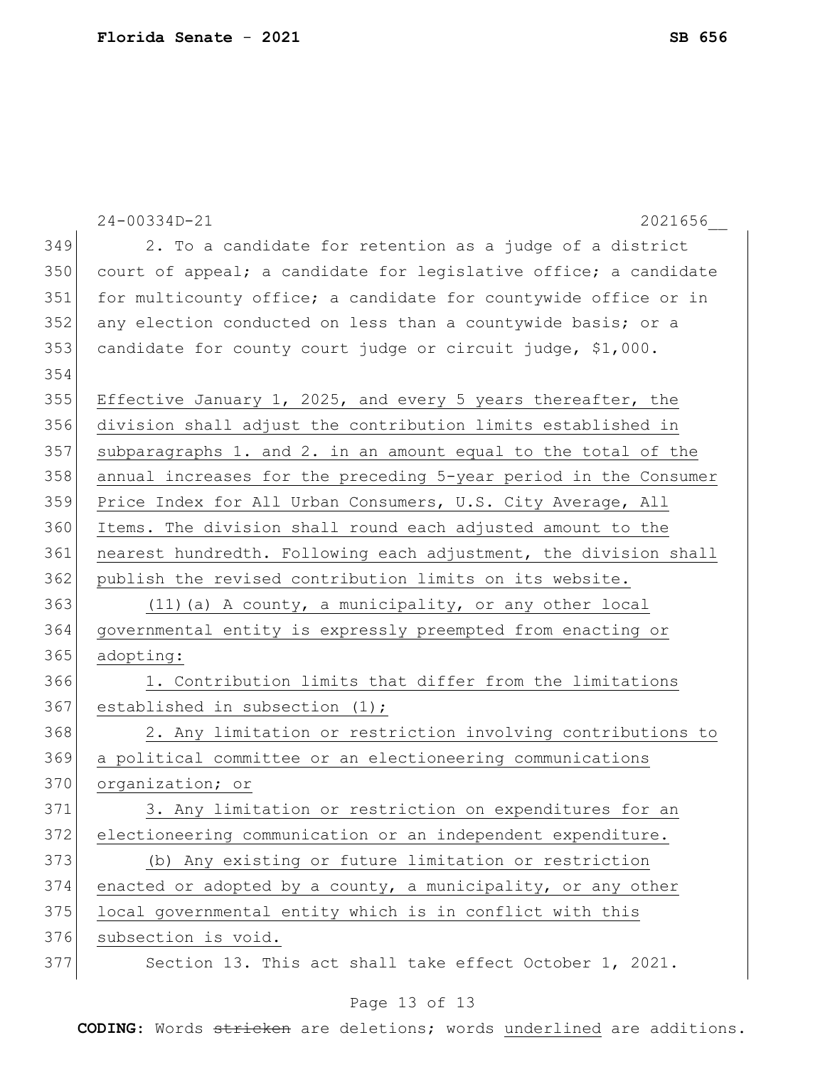2. To a candidate for retention as a judge of a district court of appeal; a candidate for legislative office; a candidate for multicounty office; a candidate for countywide office or in any election conducted on less than a countywide basis; or a candidate for county court judge or circuit judge, $1,000.

Effective January 1, 2025, and every 5 years thereafter, the division shall adjust the contribution limits established in subparagraphs 1. and 2. in an amount equal to the total of the annual increases for the preceding 5-year period in the Consumer Price Index for All Urban Consumers, U.S. City Average, All Items. The division shall round each adjusted amount to the nearest hundredth. Following each adjustment, the division shall publish the revised contribution limits on its website.

(11)(a) A county, a municipality, or any other local governmental entity is expressly preempted from enacting or adopting:

1. Contribution limits that differ from the limitations established in subsection (1);

2. Any limitation or restriction involving contributions to a political committee or an electioneering communications organization; or

3. Any limitation or restriction on expenditures for an electioneering communication or an independent expenditure.

(b) Any existing or future limitation or restriction enacted or adopted by a county, a municipality, or any other local governmental entity which is in conflict with this subsection is void.

Section 13. This act shall take effect October 1, 2021.